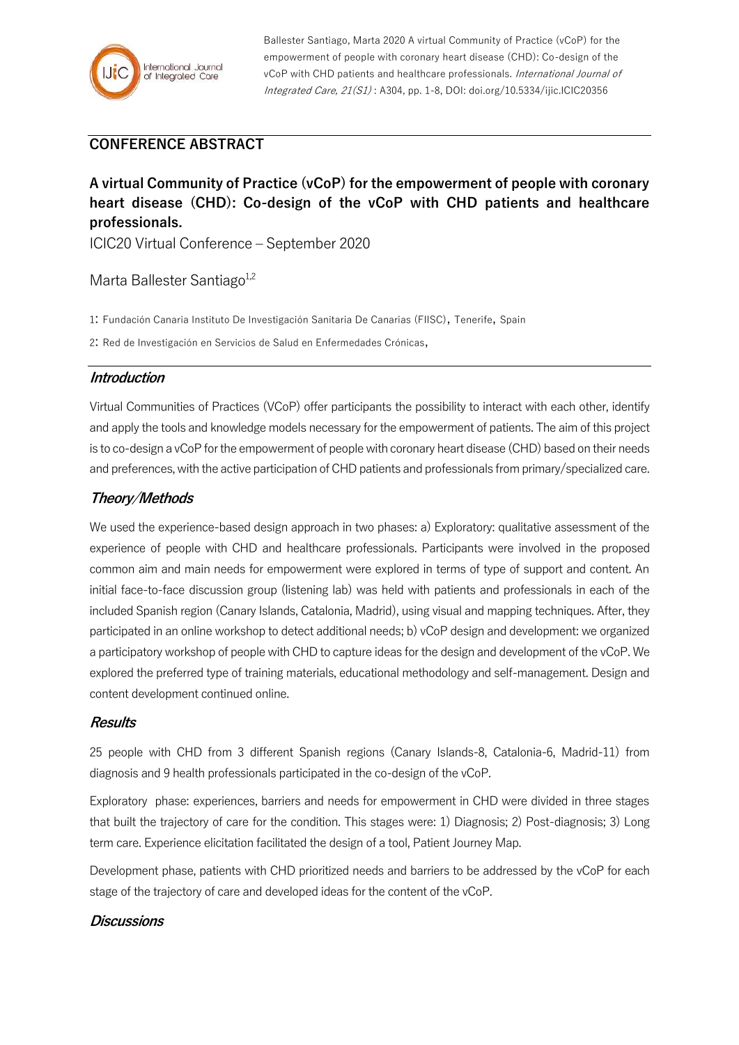Ballester Santiago, Marta 2020 A virtual Community of Practice (vCoP) for the empowerment of people with coronary heart disease (CHD): Co-design of the vCoP with CHD patients and healthcare professionals. *International Journal of Integrated Care, 21(S1)* : A304, pp. 1-8, DOI: doi.org/10.5334/ijic.ICIC20356

## CONFERENCE ABSTRACT

# A virtual Community of Practice (vCoP) for the empowerment of people with coronary heart disease (CHD): Co-design of the vCoP with CHD patients and healthcare professionals.

ICIC20 Virtual Conference – September 2020

Marta Ballester Santiago[1,2]

1: Fundación Canaria Instituto De Investigación Sanitaria De Canarias (FIISC), Tenerife, Spain

2: Red de Investigación en Servicios de Salud en Enfermedades Crónicas,

## *Introduction*

Virtual Communities of Practices (VCoP) offer participants the possibility to interact with each other, identify and apply the tools and knowledge models necessary for the empowerment of patients. The aim of this project is to co-design a vCoP for the empowerment of people with coronary heart disease (CHD) based on their needs and preferences, with the active participation of CHD patients and professionals from primary/specialized care.

## *Theory/Methods*

We used the experience-based design approach in two phases: a) Exploratory: qualitative assessment of the experience of people with CHD and healthcare professionals. Participants were involved in the proposed common aim and main needs for empowerment were explored in terms of type of support and content. An initial face-to-face discussion group (listening lab) was held with patients and professionals in each of the included Spanish region (Canary Islands, Catalonia, Madrid), using visual and mapping techniques. After, they participated in an online workshop to detect additional needs; b) vCoP design and development: we organized a participatory workshop of people with CHD to capture ideas for the design and development of the vCoP. We explored the preferred type of training materials, educational methodology and self-management. Design and content development continued online.

## *Results*

25 people with CHD from 3 different Spanish regions (Canary Islands-8, Catalonia-6, Madrid-11) from diagnosis and 9 health professionals participated in the co-design of the vCoP.

Exploratory phase: experiences, barriers and needs for empowerment in CHD were divided in three stages that built the trajectory of care for the condition. This stages were: 1) Diagnosis; 2) Post-diagnosis; 3) Long term care. Experience elicitation facilitated the design of a tool, Patient Journey Map.

Development phase, patients with CHD prioritized needs and barriers to be addressed by the vCoP for each stage of the trajectory of care and developed ideas for the content of the vCoP.

## *Discussions*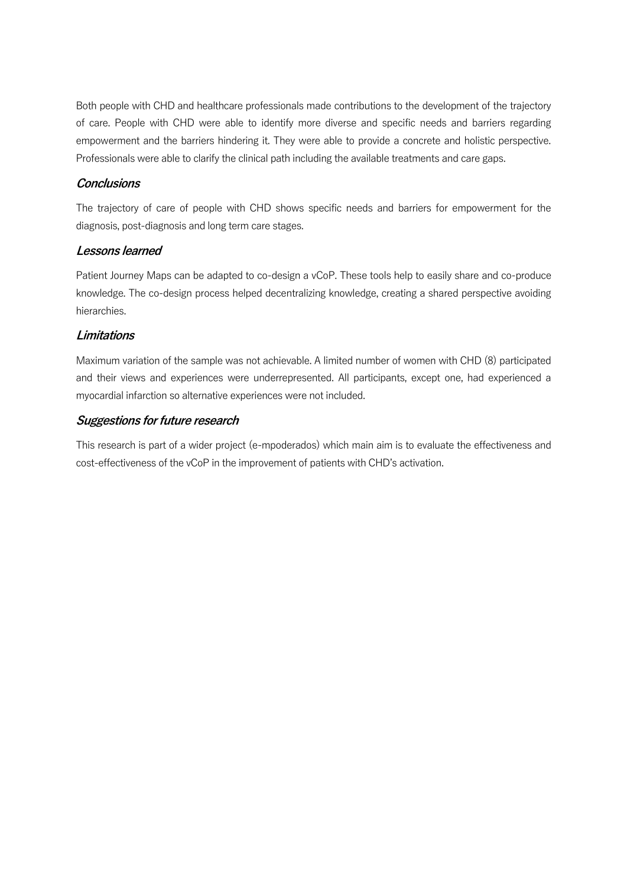Both people with CHD and healthcare professionals made contributions to the development of the trajectory of care. People with CHD were able to identify more diverse and specific needs and barriers regarding empowerment and the barriers hindering it. They were able to provide a concrete and holistic perspective. Professionals were able to clarify the clinical path including the available treatments and care gaps.

### *Conclusions*

The trajectory of care of people with CHD shows specific needs and barriers for empowerment for the diagnosis, post-diagnosis and long term care stages.

### *Lessons learned*

Patient Journey Maps can be adapted to co-design a vCoP. These tools help to easily share and co-produce knowledge. The co-design process helped decentralizing knowledge, creating a shared perspective avoiding hierarchies.

### *Limitations*

Maximum variation of the sample was not achievable. A limited number of women with CHD (8) participated and their views and experiences were underrepresented. All participants, except one, had experienced a myocardial infarction so alternative experiences were not included.

### *Suggestions for future research*

This research is part of a wider project (e-mpoderados) which main aim is to evaluate the effectiveness and cost-effectiveness of the vCoP in the improvement of patients with CHD's activation.